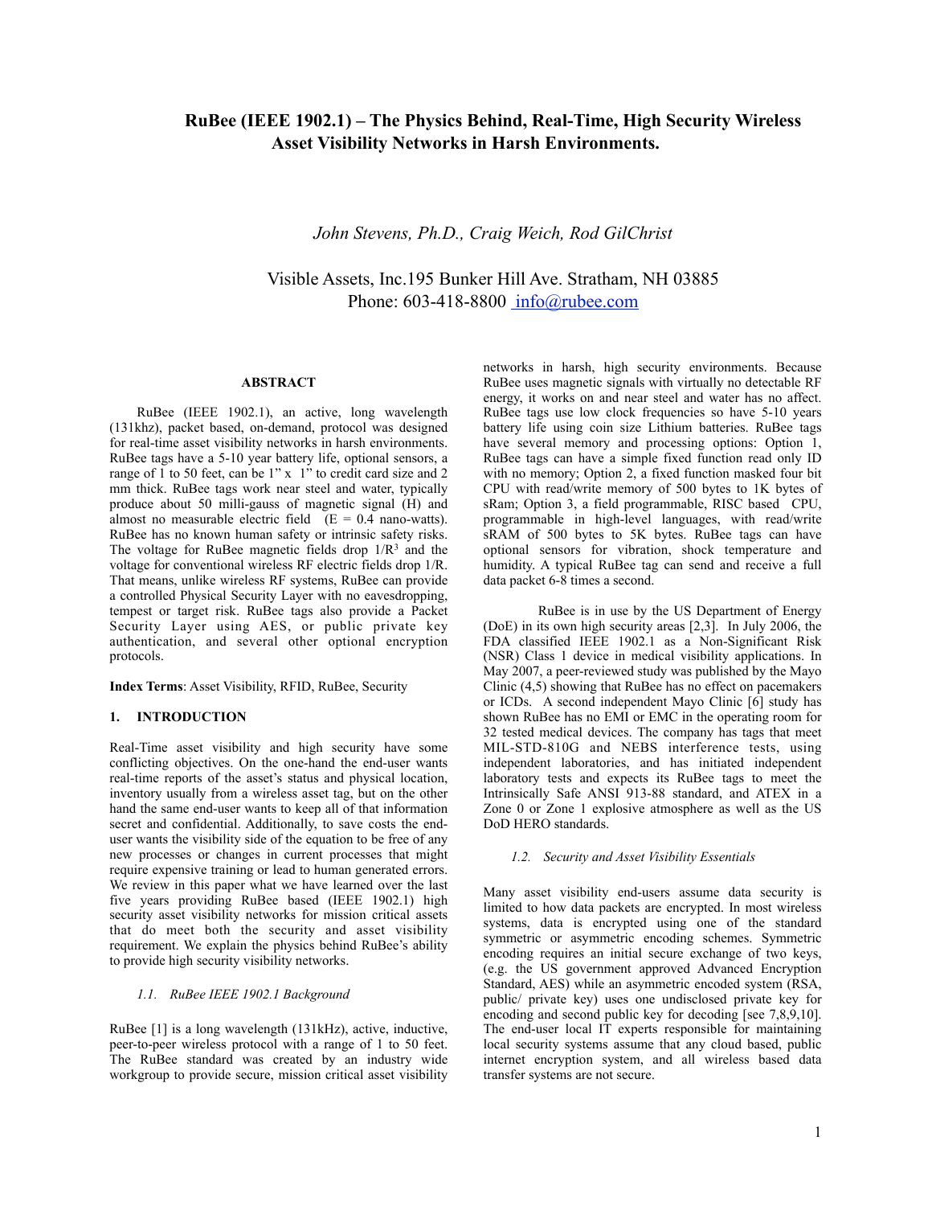# RuBee (IEEE 1902.1) – The Physics Behind, Real-Time, High Security Wireless Asset Visibility Networks in Harsh Environments.

*John Stevens, Ph.D., Craig Weich, Rod GilChrist*

Visible Assets, Inc.195 Bunker Hill Ave. Stratham, NH 03885
Phone: 603-418-8800 info@rubee.com

## ABSTRACT

RuBee (IEEE 1902.1), an active, long wavelength (131khz), packet based, on-demand, protocol was designed for real-time asset visibility networks in harsh environments. RuBee tags have a 5-10 year battery life, optional sensors, a range of 1 to 50 feet, can be 1" x 1" to credit card size and 2 mm thick. RuBee tags work near steel and water, typically produce about 50 milli-gauss of magnetic signal (H) and almost no measurable electric field ($E = 0.4$ nano-watts). RuBee has no known human safety or intrinsic safety risks. The voltage for RuBee magnetic fields drop $1/R^3$ and the voltage for conventional wireless RF electric fields drop $1/R$. That means, unlike wireless RF systems, RuBee can provide a controlled Physical Security Layer with no eavesdropping, tempest or target risk. RuBee tags also provide a Packet Security Layer using AES, or public private key authentication, and several other optional encryption protocols.

**Index Terms**: Asset Visibility, RFID, RuBee, Security

## 1. INTRODUCTION

Real-Time asset visibility and high security have some conflicting objectives. On the one-hand the end-user wants real-time reports of the asset's status and physical location, inventory usually from a wireless asset tag, but on the other hand the same end-user wants to keep all of that information secret and confidential. Additionally, to save costs the end-user wants the visibility side of the equation to be free of any new processes or changes in current processes that might require expensive training or lead to human generated errors. We review in this paper what we have learned over the last five years providing RuBee based (IEEE 1902.1) high security asset visibility networks for mission critical assets that do meet both the security and asset visibility requirement. We explain the physics behind RuBee's ability to provide high security visibility networks.

### *1.1. RuBee IEEE 1902.1 Background*

RuBee [1] is a long wavelength (131kHz), active, inductive, peer-to-peer wireless protocol with a range of 1 to 50 feet. The RuBee standard was created by an industry wide workgroup to provide secure, mission critical asset visibility networks in harsh, high security environments. Because RuBee uses magnetic signals with virtually no detectable RF energy, it works on and near steel and water has no affect. RuBee tags use low clock frequencies so have 5-10 years battery life using coin size Lithium batteries. RuBee tags have several memory and processing options: Option 1, RuBee tags can have a simple fixed function read only ID with no memory; Option 2, a fixed function masked four bit CPU with read/write memory of 500 bytes to 1K bytes of sRam; Option 3, a field programmable, RISC based CPU, programmable in high-level languages, with read/write sRAM of 500 bytes to 5K bytes. RuBee tags can have optional sensors for vibration, shock temperature and humidity. A typical RuBee tag can send and receive a full data packet 6-8 times a second.

RuBee is in use by the US Department of Energy (DoE) in its own high security areas [2,3]. In July 2006, the FDA classified IEEE 1902.1 as a Non-Significant Risk (NSR) Class 1 device in medical visibility applications. In May 2007, a peer-reviewed study was published by the Mayo Clinic (4,5) showing that RuBee has no effect on pacemakers or ICDs. A second independent Mayo Clinic [6] study has shown RuBee has no EMI or EMC in the operating room for 32 tested medical devices. The company has tags that meet MIL-STD-810G and NEBS interference tests, using independent laboratories, and has initiated independent laboratory tests and expects its RuBee tags to meet the Intrinsically Safe ANSI 913-88 standard, and ATEX in a Zone 0 or Zone 1 explosive atmosphere as well as the US DoD HERO standards.

### *1.2. Security and Asset Visibility Essentials*

Many asset visibility end-users assume data security is limited to how data packets are encrypted. In most wireless systems, data is encrypted using one of the standard symmetric or asymmetric encoding schemes. Symmetric encoding requires an initial secure exchange of two keys, (e.g. the US government approved Advanced Encryption Standard, AES) while an asymmetric encoded system (RSA, public/ private key) uses one undisclosed private key for encoding and second public key for decoding [see 7,8,9,10]. The end-user local IT experts responsible for maintaining local security systems assume that any cloud based, public internet encryption system, and all wireless based data transfer systems are not secure.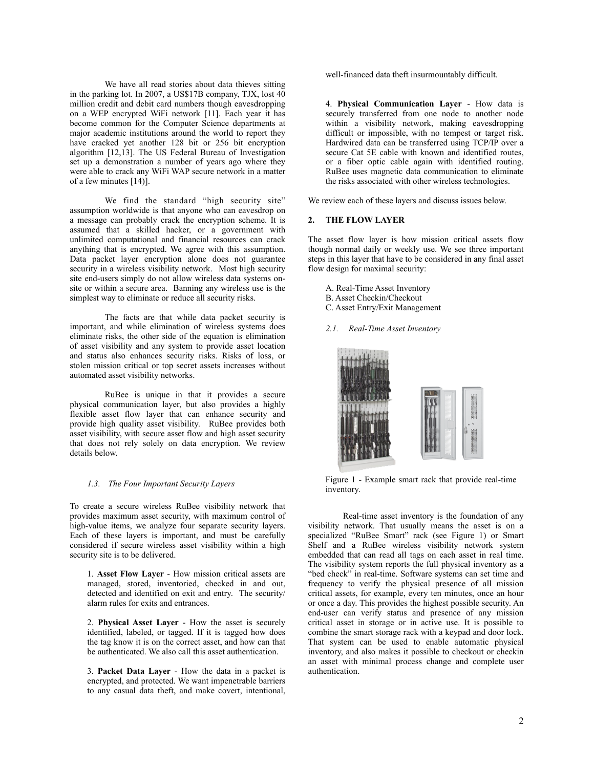We have all read stories about data thieves sitting in the parking lot. In 2007, a US$17B company, TJX, lost 40 million credit and debit card numbers though eavesdropping on a WEP encrypted WiFi network [11]. Each year it has become common for the Computer Science departments at major academic institutions around the world to report they have cracked yet another 128 bit or 256 bit encryption algorithm [12,13]. The US Federal Bureau of Investigation set up a demonstration a number of years ago where they were able to crack any WiFi WAP secure network in a matter of a few minutes [14)].

We find the standard "high security site" assumption worldwide is that anyone who can eavesdrop on a message can probably crack the encryption scheme. It is assumed that a skilled hacker, or a government with unlimited computational and financial resources can crack anything that is encrypted. We agree with this assumption. Data packet layer encryption alone does not guarantee security in a wireless visibility network. Most high security site end-users simply do not allow wireless data systems on-site or within a secure area. Banning any wireless use is the simplest way to eliminate or reduce all security risks.

The facts are that while data packet security is important, and while elimination of wireless systems does eliminate risks, the other side of the equation is elimination of asset visibility and any system to provide asset location and status also enhances security risks. Risks of loss, or stolen mission critical or top secret assets increases without automated asset visibility networks.

RuBee is unique in that it provides a secure physical communication layer, but also provides a highly flexible asset flow layer that can enhance security and provide high quality asset visibility. RuBee provides both asset visibility, with secure asset flow and high asset security that does not rely solely on data encryption. We review details below.

### *1.3. The Four Important Security Layers*

To create a secure wireless RuBee visibility network that provides maximum asset security, with maximum control of high-value items, we analyze four separate security layers. Each of these layers is important, and must be carefully considered if secure wireless asset visibility within a high security site is to be delivered.

1. **Asset Flow Layer** - How mission critical assets are managed, stored, inventoried, checked in and out, detected and identified on exit and entry. The security/alarm rules for exits and entrances.

2. **Physical Asset Layer** - How the asset is securely identified, labeled, or tagged. If it is tagged how does the tag know it is on the correct asset, and how can that be authenticated. We also call this asset authentication.

3. **Packet Data Layer** - How the data in a packet is encrypted, and protected. We want impenetrable barriers to any casual data theft, and make covert, intentional, well-financed data theft insurmountably difficult.

4. **Physical Communication Layer** - How data is securely transferred from one node to another node within a visibility network, making eavesdropping difficult or impossible, with no tempest or target risk. Hardwired data can be transferred using TCP/IP over a secure Cat 5E cable with known and identified routes, or a fiber optic cable again with identified routing. RuBee uses magnetic data communication to eliminate the risks associated with other wireless technologies.

We review each of these layers and discuss issues below.

## 2. THE FLOW LAYER

The asset flow layer is how mission critical assets flow though normal daily or weekly use. We see three important steps in this layer that have to be considered in any final asset flow design for maximal security:

A. Real-Time Asset Inventory
B. Asset Checkin/Checkout
C. Asset Entry/Exit Management

### *2.1. Real-Time Asset Inventory*

Figure 1 - Example smart rack that provide real-time inventory.

Real-time asset inventory is the foundation of any visibility network. That usually means the asset is on a specialized "RuBee Smart" rack (see Figure 1) or Smart Shelf and a RuBee wireless visibility network system embedded that can read all tags on each asset in real time. The visibility system reports the full physical inventory as a "bed check" in real-time. Software systems can set time and frequency to verify the physical presence of all mission critical assets, for example, every ten minutes, once an hour or once a day. This provides the highest possible security. An end-user can verify status and presence of any mission critical asset in storage or in active use. It is possible to combine the smart storage rack with a keypad and door lock. That system can be used to enable automatic physical inventory, and also makes it possible to checkout or checkin an asset with minimal process change and complete user authentication.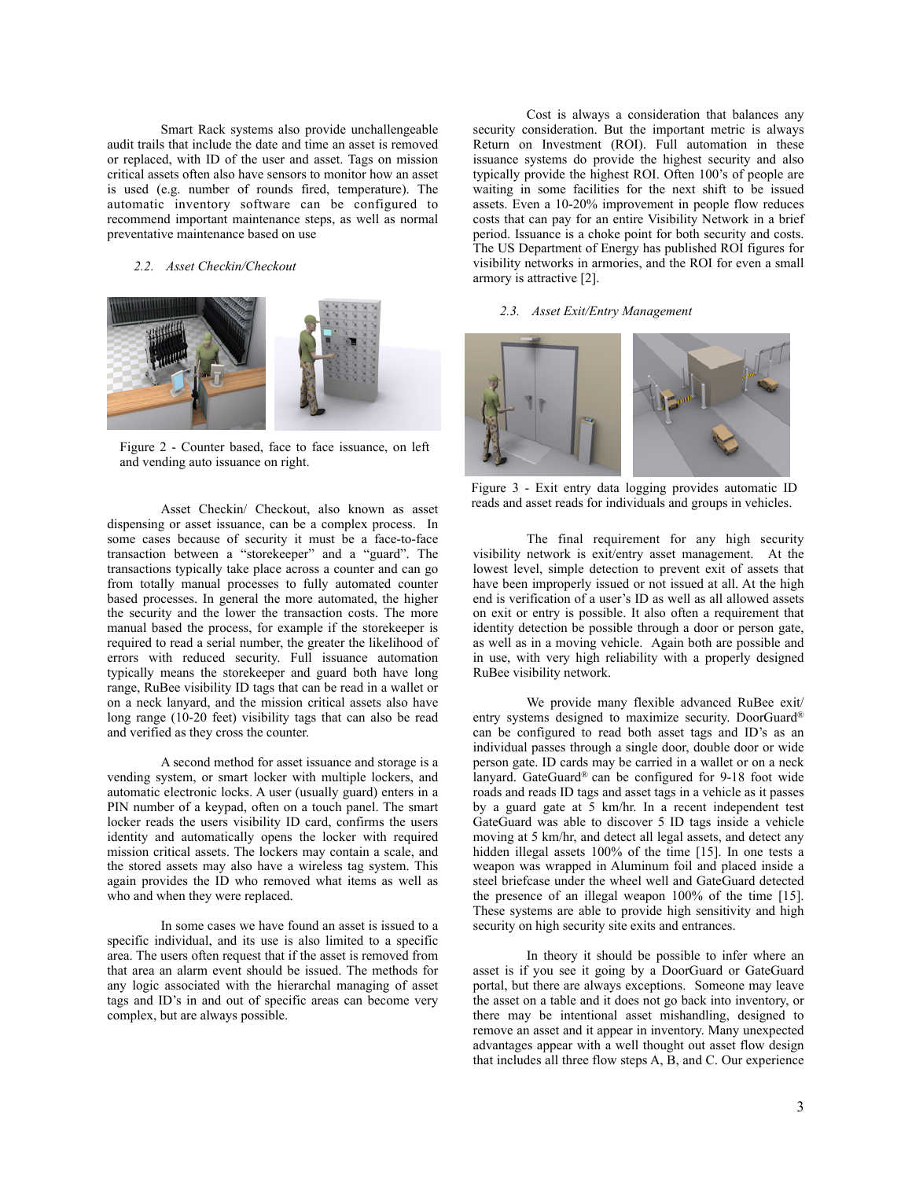Smart Rack systems also provide unchallengeable audit trails that include the date and time an asset is removed or replaced, with ID of the user and asset. Tags on mission critical assets often also have sensors to monitor how an asset is used (e.g. number of rounds fired, temperature). The automatic inventory software can be configured to recommend important maintenance steps, as well as normal preventative maintenance based on use

### *2.2. Asset Checkin/Checkout*

Figure 2 - Counter based, face to face issuance, on left and vending auto issuance on right.

Asset Checkin/ Checkout, also known as asset dispensing or asset issuance, can be a complex process. In some cases because of security it must be a face-to-face transaction between a "storekeeper" and a "guard". The transactions typically take place across a counter and can go from totally manual processes to fully automated counter based processes. In general the more automated, the higher the security and the lower the transaction costs. The more manual based the process, for example if the storekeeper is required to read a serial number, the greater the likelihood of errors with reduced security. Full issuance automation typically means the storekeeper and guard both have long range, RuBee visibility ID tags that can be read in a wallet or on a neck lanyard, and the mission critical assets also have long range (10-20 feet) visibility tags that can also be read and verified as they cross the counter.

A second method for asset issuance and storage is a vending system, or smart locker with multiple lockers, and automatic electronic locks. A user (usually guard) enters in a PIN number of a keypad, often on a touch panel. The smart locker reads the users visibility ID card, confirms the users identity and automatically opens the locker with required mission critical assets. The lockers may contain a scale, and the stored assets may also have a wireless tag system. This again provides the ID who removed what items as well as who and when they were replaced.

In some cases we have found an asset is issued to a specific individual, and its use is also limited to a specific area. The users often request that if the asset is removed from that area an alarm event should be issued. The methods for any logic associated with the hierarchal managing of asset tags and ID's in and out of specific areas can become very complex, but are always possible.

Cost is always a consideration that balances any security consideration. But the important metric is always Return on Investment (ROI). Full automation in these issuance systems do provide the highest security and also typically provide the highest ROI. Often 100's of people are waiting in some facilities for the next shift to be issued assets. Even a 10-20% improvement in people flow reduces costs that can pay for an entire Visibility Network in a brief period. Issuance is a choke point for both security and costs. The US Department of Energy has published ROI figures for visibility networks in armories, and the ROI for even a small armory is attractive [2].

### *2.3. Asset Exit/Entry Management*

Figure 3 - Exit entry data logging provides automatic ID reads and asset reads for individuals and groups in vehicles.

The final requirement for any high security visibility network is exit/entry asset management. At the lowest level, simple detection to prevent exit of assets that have been improperly issued or not issued at all. At the high end is verification of a user's ID as well as all allowed assets on exit or entry is possible. It also often a requirement that identity detection be possible through a door or person gate, as well as in a moving vehicle. Again both are possible and in use, with very high reliability with a properly designed RuBee visibility network.

We provide many flexible advanced RuBee exit/ entry systems designed to maximize security. DoorGuard® can be configured to read both asset tags and ID's as an individual passes through a single door, double door or wide person gate. ID cards may be carried in a wallet or on a neck lanyard. GateGuard® can be configured for 9-18 foot wide roads and reads ID tags and asset tags in a vehicle as it passes by a guard gate at 5 km/hr. In a recent independent test GateGuard was able to discover 5 ID tags inside a vehicle moving at 5 km/hr, and detect all legal assets, and detect any hidden illegal assets 100% of the time [15]. In one tests a weapon was wrapped in Aluminum foil and placed inside a steel briefcase under the wheel well and GateGuard detected the presence of an illegal weapon 100% of the time [15]. These systems are able to provide high sensitivity and high security on high security site exits and entrances.

In theory it should be possible to infer where an asset is if you see it going by a DoorGuard or GateGuard portal, but there are always exceptions. Someone may leave the asset on a table and it does not go back into inventory, or there may be intentional asset mishandling, designed to remove an asset and it appear in inventory. Many unexpected advantages appear with a well thought out asset flow design that includes all three flow steps A, B, and C. Our experience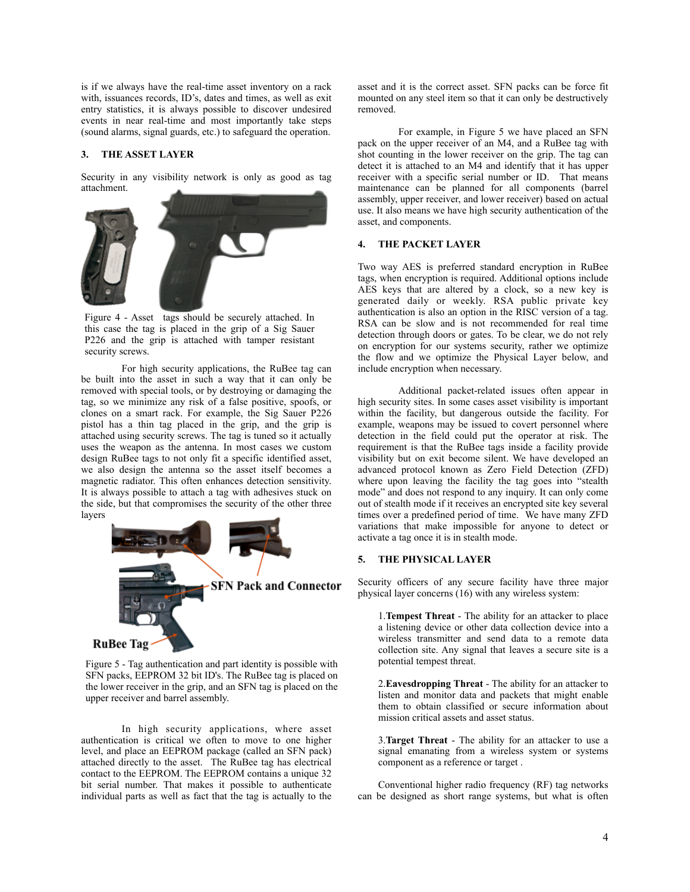is if we always have the real-time asset inventory on a rack with, issuances records, ID's, dates and times, as well as exit entry statistics, it is always possible to discover undesired events in near real-time and most importantly take steps (sound alarms, signal guards, etc.) to safeguard the operation.

## 3. THE ASSET LAYER

Security in any visibility network is only as good as tag attachment.

Figure 4 - Asset tags should be securely attached. In this case the tag is placed in the grip of a Sig Sauer P226 and the grip is attached with tamper resistant security screws.

For high security applications, the RuBee tag can be built into the asset in such a way that it can only be removed with special tools, or by destroying or damaging the tag, so we minimize any risk of a false positive, spoofs, or clones on a smart rack. For example, the Sig Sauer P226 pistol has a thin tag placed in the grip, and the grip is attached using security screws. The tag is tuned so it actually uses the weapon as the antenna. In most cases we custom design RuBee tags to not only fit a specific identified asset, we also design the antenna so the asset itself becomes a magnetic radiator. This often enhances detection sensitivity. It is always possible to attach a tag with adhesives stuck on the side, but that compromises the security of the other three layers

SFN Pack and Connector

RuBee Tag

Figure 5 - Tag authentication and part identity is possible with SFN packs, EEPROM 32 bit ID's. The RuBee tag is placed on the lower receiver in the grip, and an SFN tag is placed on the upper receiver and barrel assembly.

In high security applications, where asset authentication is critical we often to move to one higher level, and place an EEPROM package (called an SFN pack) attached directly to the asset. The RuBee tag has electrical contact to the EEPROM. The EEPROM contains a unique 32 bit serial number. That makes it possible to authenticate individual parts as well as fact that the tag is actually to the asset and it is the correct asset. SFN packs can be force fit mounted on any steel item so that it can only be destructively removed.

For example, in Figure 5 we have placed an SFN pack on the upper receiver of an M4, and a RuBee tag with shot counting in the lower receiver on the grip. The tag can detect it is attached to an M4 and identify that it has upper receiver with a specific serial number or ID. That means maintenance can be planned for all components (barrel assembly, upper receiver, and lower receiver) based on actual use. It also means we have high security authentication of the asset, and components.

## 4. THE PACKET LAYER

Two way AES is preferred standard encryption in RuBee tags, when encryption is required. Additional options include AES keys that are altered by a clock, so a new key is generated daily or weekly. RSA public private key authentication is also an option in the RISC version of a tag. RSA can be slow and is not recommended for real time detection through doors or gates. To be clear, we do not rely on encryption for our systems security, rather we optimize the flow and we optimize the Physical Layer below, and include encryption when necessary.

Additional packet-related issues often appear in high security sites. In some cases asset visibility is important within the facility, but dangerous outside the facility. For example, weapons may be issued to covert personnel where detection in the field could put the operator at risk. The requirement is that the RuBee tags inside a facility provide visibility but on exit become silent. We have developed an advanced protocol known as Zero Field Detection (ZFD) where upon leaving the facility the tag goes into "stealth mode" and does not respond to any inquiry. It can only come out of stealth mode if it receives an encrypted site key several times over a predefined period of time. We have many ZFD variations that make impossible for anyone to detect or activate a tag once it is in stealth mode.

## 5. THE PHYSICAL LAYER

Security officers of any secure facility have three major physical layer concerns (16) with any wireless system:

1. **Tempest Threat** - The ability for an attacker to place a listening device or other data collection device into a wireless transmitter and send data to a remote data collection site. Any signal that leaves a secure site is a potential tempest threat.

2. **Eavesdropping Threat** - The ability for an attacker to listen and monitor data and packets that might enable them to obtain classified or secure information about mission critical assets and asset status.

3. **Target Threat** - The ability for an attacker to use a signal emanating from a wireless system or systems component as a reference or target .

Conventional higher radio frequency (RF) tag networks can be designed as short range systems, but what is often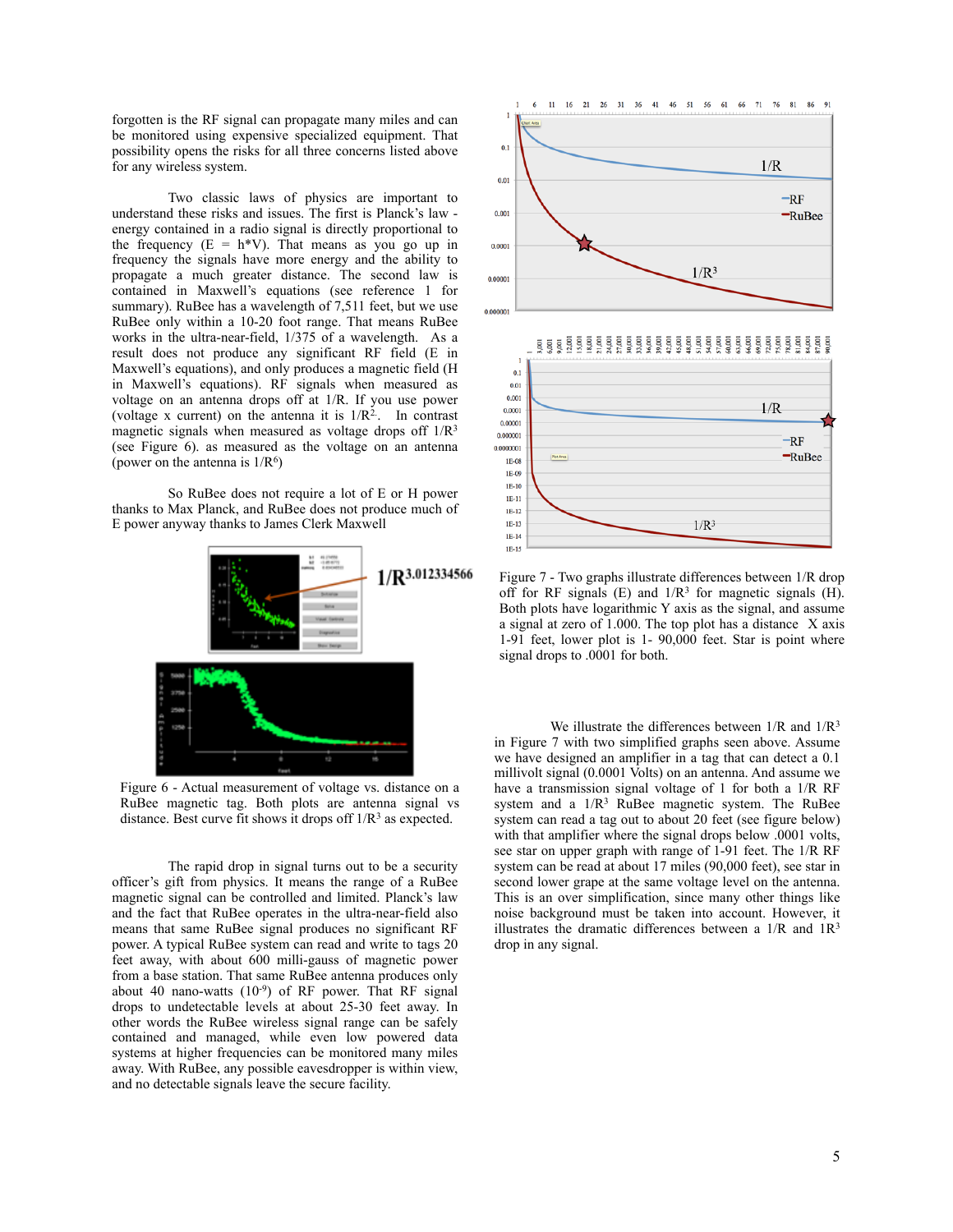forgotten is the RF signal can propagate many miles and can be monitored using expensive specialized equipment. That possibility opens the risks for all three concerns listed above for any wireless system.

Two classic laws of physics are important to understand these risks and issues. The first is Planck's law - energy contained in a radio signal is directly proportional to the frequency (E = h*V). That means as you go up in frequency the signals have more energy and the ability to propagate a much greater distance. The second law is contained in Maxwell's equations (see reference 1 for summary). RuBee has a wavelength of 7,511 feet, but we use RuBee only within a 10-20 foot range. That means RuBee works in the ultra-near-field, 1/375 of a wavelength. As a result does not produce any significant RF field (E in Maxwell's equations), and only produces a magnetic field (H in Maxwell's equations). RF signals when measured as voltage on an antenna drops off at 1/R. If you use power (voltage x current) on the antenna it is $1/R^2$. In contrast magnetic signals when measured as voltage drops off $1/R^3$ (see Figure 6). as measured as the voltage on an antenna (power on the antenna is $1/R^6$)

So RuBee does not require a lot of E or H power thanks to Max Planck, and RuBee does not produce much of E power anyway thanks to James Clerk Maxwell

Figure 6 - Actual measurement of voltage vs. distance on a RuBee magnetic tag. Both plots are antenna signal vs distance. Best curve fit shows it drops off $1/R^3$ as expected.

The rapid drop in signal turns out to be a security officer's gift from physics. It means the range of a RuBee magnetic signal can be controlled and limited. Planck's law and the fact that RuBee operates in the ultra-near-field also means that same RuBee signal produces no significant RF power. A typical RuBee system can read and write to tags 20 feet away, with about 600 milli-gauss of magnetic power from a base station. That same RuBee antenna produces only about 40 nano-watts ($10^{-9}$) of RF power. That RF signal drops to undetectable levels at about 25-30 feet away. In other words the RuBee wireless signal range can be safely contained and managed, while even low powered data systems at higher frequencies can be monitored many miles away. With RuBee, any possible eavesdropper is within view, and no detectable signals leave the secure facility.

Figure 7 - Two graphs illustrate differences between 1/R drop off for RF signals (E) and $1/R^3$ for magnetic signals (H). Both plots have logarithmic Y axis as the signal, and assume a signal at zero of 1.000. The top plot has a distance X axis 1-91 feet, lower plot is 1- 90,000 feet. Star is point where signal drops to .0001 for both.

We illustrate the differences between 1/R and $1/R^3$ in Figure 7 with two simplified graphs seen above. Assume we have designed an amplifier in a tag that can detect a 0.1 millivolt signal (0.0001 Volts) on an antenna. And assume we have a transmission signal voltage of 1 for both a 1/R RF system and a $1/R^3$ RuBee magnetic system. The RuBee system can read a tag out to about 20 feet (see figure below) with that amplifier where the signal drops below .0001 volts, see star on upper graph with range of 1-91 feet. The 1/R RF system can be read at about 17 miles (90,000 feet), see star in second lower grape at the same voltage level on the antenna. This is an over simplification, since many other things like noise background must be taken into account. However, it illustrates the dramatic differences between a 1/R and $1R^3$ drop in any signal.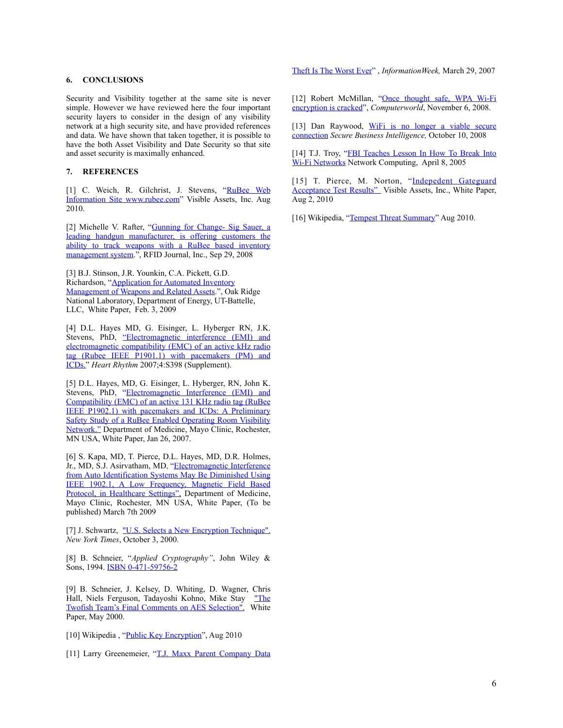## 6. CONCLUSIONS

Security and Visibility together at the same site is never simple. However we have reviewed here the four important security layers to consider in the design of any visibility network at a high security site, and have provided references and data. We have shown that taken together, it is possible to have the both Asset Visibility and Date Security so that site and asset security is maximally enhanced.

## 7. REFERENCES

[1] C. Weich, R. Gilchrist, J. Stevens, "RuBee Web Information Site www.rubee.com" Visible Assets, Inc. Aug 2010.

[2] Michelle V. Rafter, "Gunning for Change- Sig Sauer, a leading handgun manufacturer, is offering customers the ability to track weapons with a RuBee based inventory management system.", RFID Journal, Inc., Sep 29, 2008

[3] B.J. Stinson, J.R. Younkin, C.A. Pickett, G.D. Richardson, "Application for Automated Inventory Management of Weapons and Related Assets.", Oak Ridge National Laboratory, Department of Energy, UT-Battelle, LLC, White Paper, Feb. 3, 2009

[4] D.L. Hayes MD, G. Eisinger, L. Hyberger RN, J.K. Stevens, PhD, "Electromagnetic interference (EMI) and electromagnetic compatibility (EMC) of an active kHz radio tag (Rubee IEEE P1901.1) with pacemakers (PM) and ICDs." *Heart Rhythm* 2007;4:S398 (Supplement).

[5] D.L. Hayes, MD, G. Eisinger, L. Hyberger, RN, John K. Stevens, PhD, "Electromagnetic Interference (EMI) and Compatibility (EMC) of an active 131 KHz radio tag (RuBee IEEE P1902.1) with pacemakers and ICDs: A Preliminary Safety Study of a RuBee Enabled Operating Room Visibility Network." Department of Medicine, Mayo Clinic, Rochester, MN USA, White Paper, Jan 26, 2007.

[6] S. Kapa, MD, T. Pierce, D.L. Hayes, MD, D.R. Holmes, Jr., MD, S.J. Asirvatham, MD, "Electromagnetic Interference from Auto Identification Systems May Be Diminished Using IEEE 1902.1, A Low Frequency, Magnetic Field Based Protocol, in Healthcare Settings", Department of Medicine, Mayo Clinic, Rochester, MN USA, White Paper, (To be published) March 7th 2009

[7] J. Schwartz, "U.S. Selects a New Encryption Technique". *New York Times*, October 3, 2000.

[8] B. Schneier, "*Applied Cryptography*", John Wiley & Sons, 1994. ISBN 0-471-59756-2

[9] B. Schneier, J. Kelsey, D. Whiting, D. Wagner, Chris Hall, Niels Ferguson, Tadayoshi Kohno, Mike Stay "The Twofish Team's Final Comments on AES Selection". White Paper, May 2000.

[10] Wikipedia , "Public Key Encryption", Aug 2010

[11] Larry Greenemeier, "T.J. Maxx Parent Company Data Theft Is The Worst Ever" , *InformationWeek,* March 29, 2007

[12] Robert McMillan, "Once thought safe, WPA Wi-Fi encryption is cracked", *Computerworld*, November 6, 2008.

[13] Dan Raywood, WiFi is no longer a viable secure connection *Secure Business Intelligence,* October 10, 2008

[14] T.J. Troy, "FBI Teaches Lesson In How To Break Into Wi-Fi Networks Network Computing, April 8, 2005

[15] T. Pierce, M. Norton, "Indepedent Gateguard Acceptance Test Results" Visible Assets, Inc., White Paper, Aug 2, 2010

[16] Wikipedia, "Tempest Threat Summary" Aug 2010.